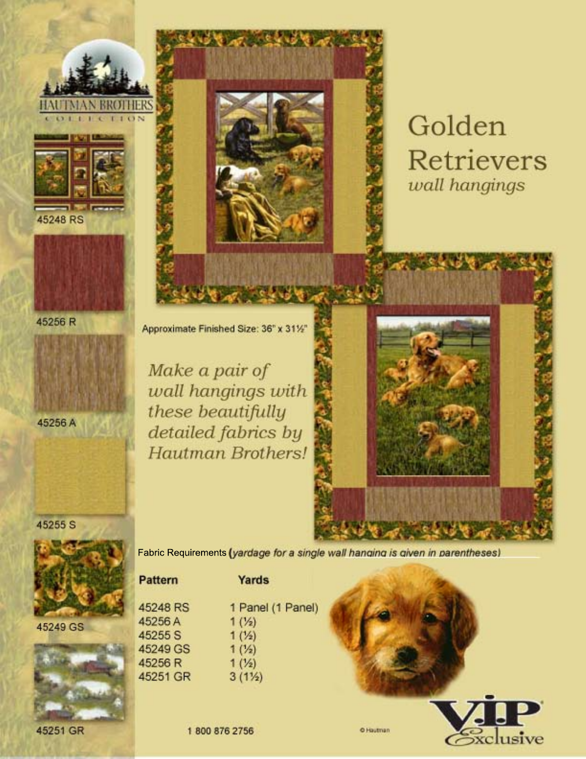HAUTMAN BROTHERS COLLECTION

45248 RS

45256 R

45256 A

45255 S

45249 GS

45251 GR

# Golden Retrievers

*wall hangings*

Approximate Finished Size: 36" x 31½"

*Make a pair of wall hangings with these beautifully detailed fabrics by Hautman Brothers!*

Fabric Requirements (*yardage for a single wall hanging is given in parentheses*)

| Pattern | Yards |
|---|---|
| 45248 RS | 1 Panel (1 Panel) |
| 45256 A | 1 (½) |
| 45255 S | 1 (½) |
| 45249 GS | 1 (½) |
| 45256 R | 1 (½) |
| 45251 GR | 3 (1½) |

1 800 876 2756

© Hautman

VIP Exclusive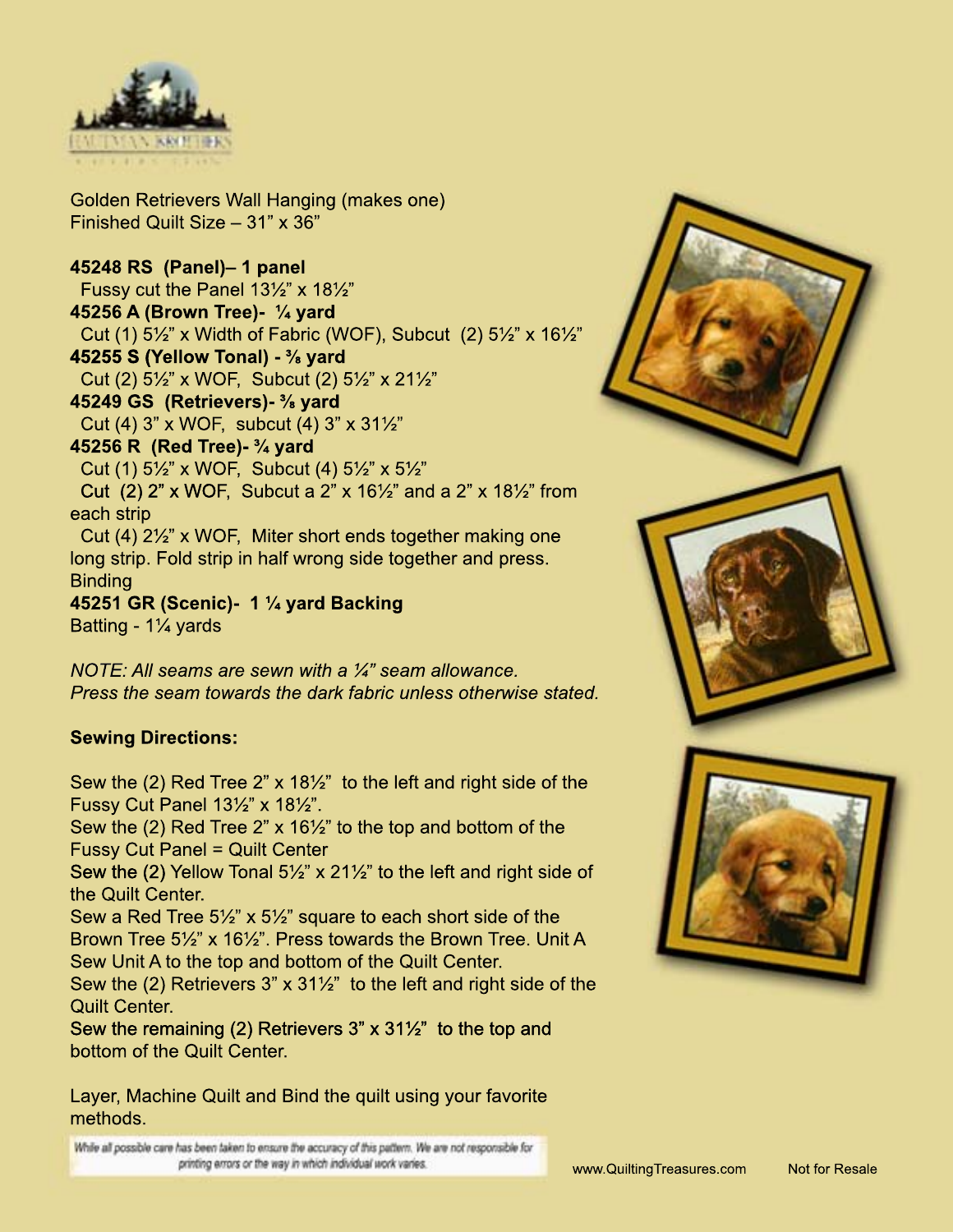Golden Retrievers Wall Hanging (makes one)
Finished Quilt Size – 31" x 36"

**45248 RS (Panel)– 1 panel**
Fussy cut the Panel 13½" x 18½"
**45256 A (Brown Tree)- ¼ yard**
Cut (1) 5½" x Width of Fabric (WOF), Subcut (2) 5½" x 16½"
**45255 S (Yellow Tonal) - ⅜ yard**
Cut (2) 5½" x WOF, Subcut (2) 5½" x 21½"
**45249 GS (Retrievers)- ⅜ yard**
Cut (4) 3" x WOF, subcut (4) 3" x 31½"
**45256 R (Red Tree)- ¾ yard**
Cut (1) 5½" x WOF, Subcut (4) 5½" x 5½"
Cut (2) 2" x WOF, Subcut a 2" x 16½" and a 2" x 18½" from each strip
Cut (4) 2½" x WOF, Miter short ends together making one long strip. Fold strip in half wrong side together and press. Binding
**45251 GR (Scenic)- 1 ¼ yard Backing**
Batting - 1¼ yards

*NOTE: All seams are sewn with a ¼" seam allowance.*
*Press the seam towards the dark fabric unless otherwise stated.*

**Sewing Directions:**

Sew the (2) Red Tree 2" x 18½" to the left and right side of the Fussy Cut Panel 13½" x 18½".
Sew the (2) Red Tree 2" x 16½" to the top and bottom of the Fussy Cut Panel = Quilt Center
Sew the (2) Yellow Tonal 5½" x 21½" to the left and right side of the Quilt Center.
Sew a Red Tree 5½" x 5½" square to each short side of the Brown Tree 5½" x 16½". Press towards the Brown Tree. Unit A
Sew Unit A to the top and bottom of the Quilt Center.
Sew the (2) Retrievers 3" x 31½" to the left and right side of the Quilt Center.
Sew the remaining (2) Retrievers 3" x 31½" to the top and bottom of the Quilt Center.

Layer, Machine Quilt and Bind the quilt using your favorite methods.

While all possible care has been taken to ensure the accuracy of this pattern. We are not responsible for printing errors or the way in which individual work varies.

www.QuiltingTreasures.com Not for Resale